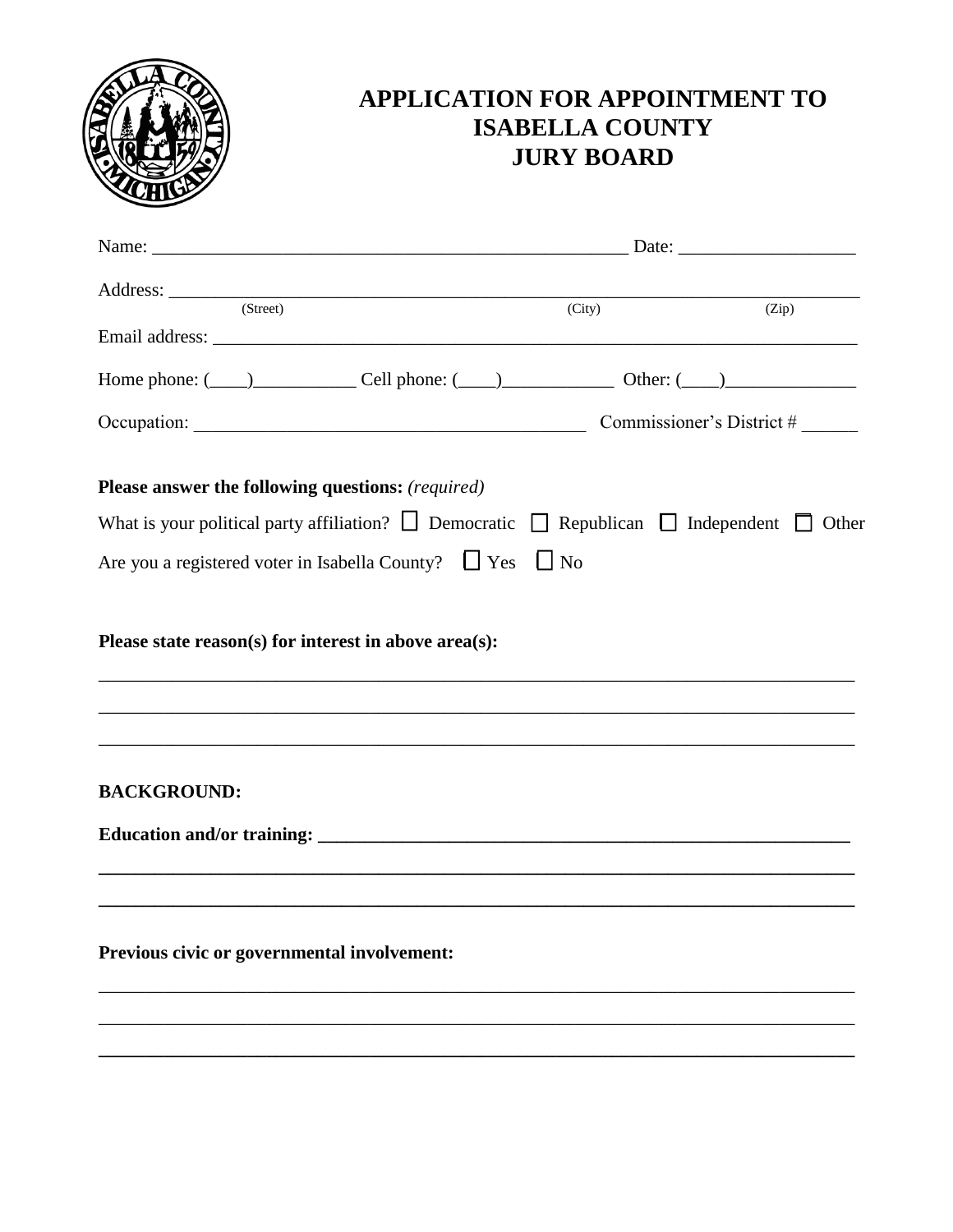# APPLICATION FOR APPOINTMENT TO ISABELLA COUNTY JURY BOARD

Name: ___________________________________________________ Date: ___________________

Address: ___________________________________________________________________________
(Street) (City) (Zip)

Email address: ______________________________________________________________________

Home phone: (____)___________ Cell phone: (____)____________ Other: (____)______________

Occupation: __________________________________________ Commissioner's District # ______

**Please answer the following questions:** *(required)*

What is your political party affiliation? ☐ Democratic ☐ Republican ☐ Independent ☐ Other

Are you a registered voter in Isabella County? ☐ Yes ☐ No

**Please state reason(s) for interest in above area(s):**

_____________________________________________________________________________________

_____________________________________________________________________________________

_____________________________________________________________________________________

**BACKGROUND:**

**Education and/or training: ___________________________________________________________**

**_____________________________________________________________________________________**

**_____________________________________________________________________________________**

**Previous civic or governmental involvement:**

_____________________________________________________________________________________

_____________________________________________________________________________________

_____________________________________________________________________________________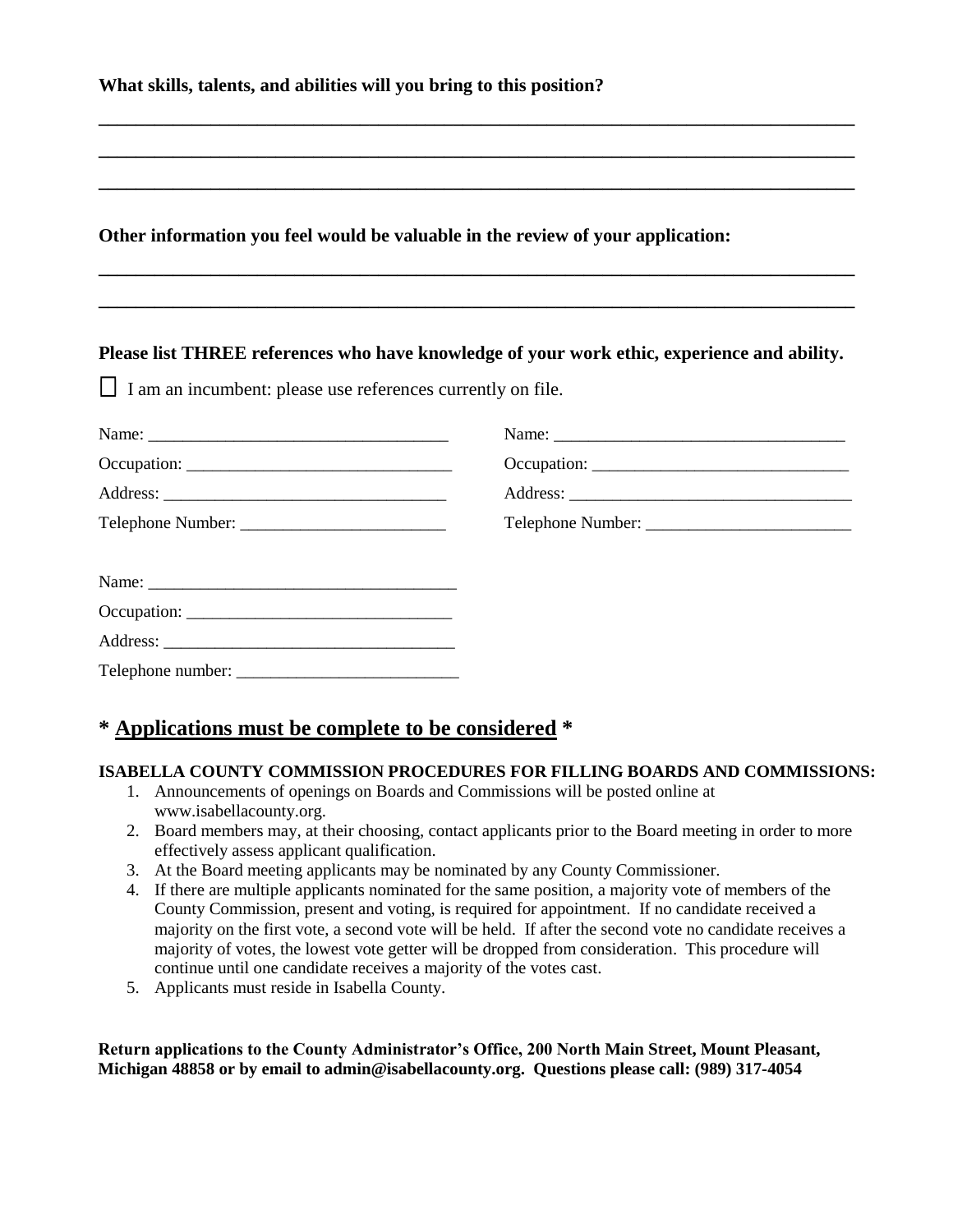**What skills, talents, and abilities will you bring to this position?**

\_\_\_\_\_\_\_\_\_\_\_\_\_\_\_\_\_\_\_\_\_\_\_\_\_\_\_\_\_\_\_\_\_\_\_\_\_\_\_\_\_\_\_\_\_\_\_\_\_\_\_\_\_\_\_\_\_\_\_\_\_\_\_\_\_\_\_\_\_\_\_\_\_\_\_\_\_\_

\_\_\_\_\_\_\_\_\_\_\_\_\_\_\_\_\_\_\_\_\_\_\_\_\_\_\_\_\_\_\_\_\_\_\_\_\_\_\_\_\_\_\_\_\_\_\_\_\_\_\_\_\_\_\_\_\_\_\_\_\_\_\_\_\_\_\_\_\_\_\_\_\_\_\_\_\_\_

\_\_\_\_\_\_\_\_\_\_\_\_\_\_\_\_\_\_\_\_\_\_\_\_\_\_\_\_\_\_\_\_\_\_\_\_\_\_\_\_\_\_\_\_\_\_\_\_\_\_\_\_\_\_\_\_\_\_\_\_\_\_\_\_\_\_\_\_\_\_\_\_\_\_\_\_\_\_

**Other information you feel would be valuable in the review of your application:**

\_\_\_\_\_\_\_\_\_\_\_\_\_\_\_\_\_\_\_\_\_\_\_\_\_\_\_\_\_\_\_\_\_\_\_\_\_\_\_\_\_\_\_\_\_\_\_\_\_\_\_\_\_\_\_\_\_\_\_\_\_\_\_\_\_\_\_\_\_\_\_\_\_\_\_\_\_\_

\_\_\_\_\_\_\_\_\_\_\_\_\_\_\_\_\_\_\_\_\_\_\_\_\_\_\_\_\_\_\_\_\_\_\_\_\_\_\_\_\_\_\_\_\_\_\_\_\_\_\_\_\_\_\_\_\_\_\_\_\_\_\_\_\_\_\_\_\_\_\_\_\_\_\_\_\_\_

**Please list THREE references who have knowledge of your work ethic, experience and ability.**

☐ I am an incumbent: please use references currently on file.

Name: \_\_\_\_\_\_\_\_\_\_\_\_\_\_\_\_\_\_\_\_\_\_\_\_\_\_\_\_\_\_\_\_\_\_

Occupation: \_\_\_\_\_\_\_\_\_\_\_\_\_\_\_\_\_\_\_\_\_\_\_\_\_\_\_\_\_\_

Address: \_\_\_\_\_\_\_\_\_\_\_\_\_\_\_\_\_\_\_\_\_\_\_\_\_\_\_\_\_\_\_\_

Telephone Number: \_\_\_\_\_\_\_\_\_\_\_\_\_\_\_\_\_\_\_\_\_\_\_\_

Name: \_\_\_\_\_\_\_\_\_\_\_\_\_\_\_\_\_\_\_\_\_\_\_\_\_\_\_\_\_\_\_\_\_\_

Occupation: \_\_\_\_\_\_\_\_\_\_\_\_\_\_\_\_\_\_\_\_\_\_\_\_\_\_\_\_\_\_

Address: \_\_\_\_\_\_\_\_\_\_\_\_\_\_\_\_\_\_\_\_\_\_\_\_\_\_\_\_\_\_\_\_

Telephone Number: \_\_\_\_\_\_\_\_\_\_\_\_\_\_\_\_\_\_\_\_\_\_\_\_

Name: \_\_\_\_\_\_\_\_\_\_\_\_\_\_\_\_\_\_\_\_\_\_\_\_\_\_\_\_\_\_\_\_\_\_

Occupation: \_\_\_\_\_\_\_\_\_\_\_\_\_\_\_\_\_\_\_\_\_\_\_\_\_\_\_\_\_\_

Address: \_\_\_\_\_\_\_\_\_\_\_\_\_\_\_\_\_\_\_\_\_\_\_\_\_\_\_\_\_\_\_\_

Telephone number: \_\_\_\_\_\_\_\_\_\_\_\_\_\_\_\_\_\_\_\_\_\_\_\_

## * Applications must be complete to be considered *

**ISABELLA COUNTY COMMISSION PROCEDURES FOR FILLING BOARDS AND COMMISSIONS:**

1. Announcements of openings on Boards and Commissions will be posted online at www.isabellacounty.org.
2. Board members may, at their choosing, contact applicants prior to the Board meeting in order to more effectively assess applicant qualification.
3. At the Board meeting applicants may be nominated by any County Commissioner.
4. If there are multiple applicants nominated for the same position, a majority vote of members of the County Commission, present and voting, is required for appointment. If no candidate received a majority on the first vote, a second vote will be held. If after the second vote no candidate receives a majority of votes, the lowest vote getter will be dropped from consideration. This procedure will continue until one candidate receives a majority of the votes cast.
5. Applicants must reside in Isabella County.

**Return applications to the County Administrator's Office, 200 North Main Street, Mount Pleasant, Michigan 48858 or by email to admin@isabellacounty.org. Questions please call: (989) 317-4054**